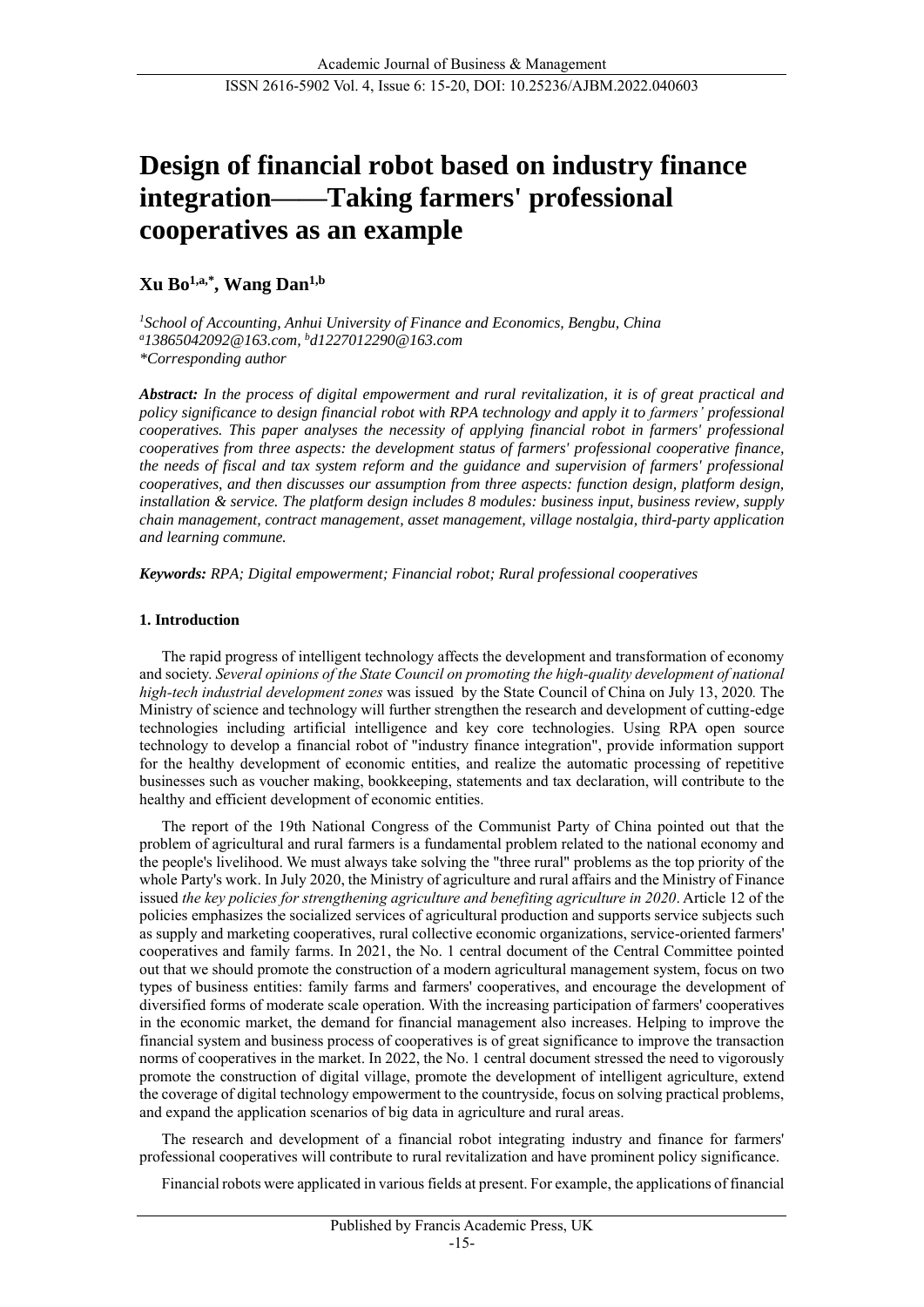# Design of financial robot based on industry finance integration——Taking farmers' professional cooperatives as an example

**Xu Bo[1,a,*], Wang Dan[1,b]**

*[1]School of Accounting, Anhui University of Finance and Economics, Bengbu, China*
*[a]13865042092@163.com, [b]d1227012290@163.com*
*\*Corresponding author*

***Abstract:*** *In the process of digital empowerment and rural revitalization, it is of great practical and policy significance to design financial robot with RPA technology and apply it to farmers' professional cooperatives. This paper analyses the necessity of applying financial robot in farmers' professional cooperatives from three aspects: the development status of farmers' professional cooperative finance, the needs of fiscal and tax system reform and the guidance and supervision of farmers' professional cooperatives, and then discusses our assumption from three aspects: function design, platform design, installation & service. The platform design includes 8 modules: business input, business review, supply chain management, contract management, asset management, village nostalgia, third-party application and learning commune.*

***Keywords:*** *RPA; Digital empowerment; Financial robot; Rural professional cooperatives*

## 1. Introduction

The rapid progress of intelligent technology affects the development and transformation of economy and society. *Several opinions of the State Council on promoting the high-quality development of national high-tech industrial development zones* was issued by the State Council of China on July 13, 2020. The Ministry of science and technology will further strengthen the research and development of cutting-edge technologies including artificial intelligence and key core technologies. Using RPA open source technology to develop a financial robot of "industry finance integration", provide information support for the healthy development of economic entities, and realize the automatic processing of repetitive businesses such as voucher making, bookkeeping, statements and tax declaration, will contribute to the healthy and efficient development of economic entities.

The report of the 19th National Congress of the Communist Party of China pointed out that the problem of agricultural and rural farmers is a fundamental problem related to the national economy and the people's livelihood. We must always take solving the "three rural" problems as the top priority of the whole Party's work. In July 2020, the Ministry of agriculture and rural affairs and the Ministry of Finance issued *the key policies for strengthening agriculture and benefiting agriculture in 2020*. Article 12 of the policies emphasizes the socialized services of agricultural production and supports service subjects such as supply and marketing cooperatives, rural collective economic organizations, service-oriented farmers' cooperatives and family farms. In 2021, the No. 1 central document of the Central Committee pointed out that we should promote the construction of a modern agricultural management system, focus on two types of business entities: family farms and farmers' cooperatives, and encourage the development of diversified forms of moderate scale operation. With the increasing participation of farmers' cooperatives in the economic market, the demand for financial management also increases. Helping to improve the financial system and business process of cooperatives is of great significance to improve the transaction norms of cooperatives in the market. In 2022, the No. 1 central document stressed the need to vigorously promote the construction of digital village, promote the development of intelligent agriculture, extend the coverage of digital technology empowerment to the countryside, focus on solving practical problems, and expand the application scenarios of big data in agriculture and rural areas.

The research and development of a financial robot integrating industry and finance for farmers' professional cooperatives will contribute to rural revitalization and have prominent policy significance.

Financial robots were applicated in various fields at present. For example, the applications of financial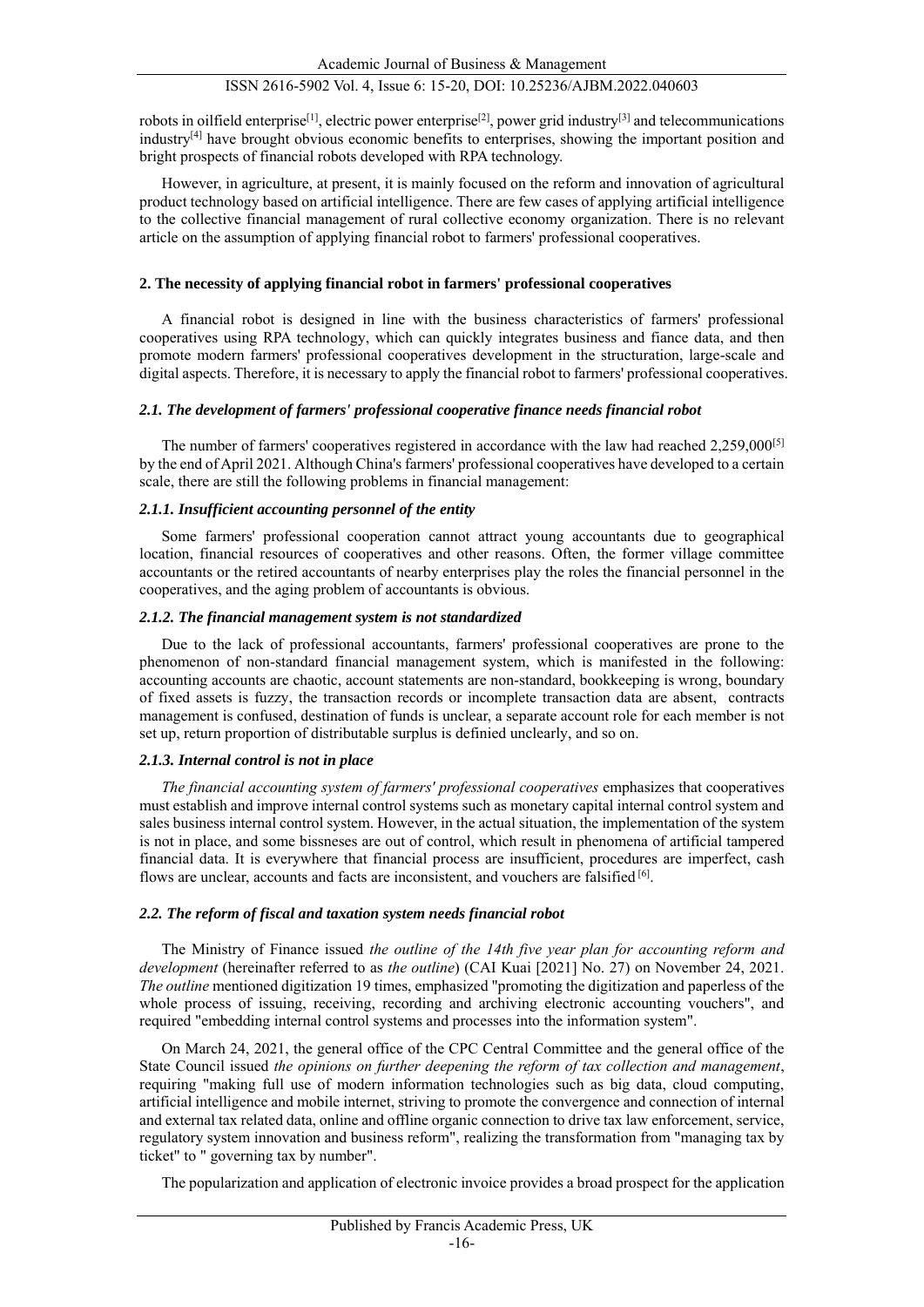robots in oilfield enterprise[1], electric power enterprise[2], power grid industry[3] and telecommunications industry[4] have brought obvious economic benefits to enterprises, showing the important position and bright prospects of financial robots developed with RPA technology.

However, in agriculture, at present, it is mainly focused on the reform and innovation of agricultural product technology based on artificial intelligence. There are few cases of applying artificial intelligence to the collective financial management of rural collective economy organization. There is no relevant article on the assumption of applying financial robot to farmers' professional cooperatives.

## 2. The necessity of applying financial robot in farmers' professional cooperatives

A financial robot is designed in line with the business characteristics of farmers' professional cooperatives using RPA technology, which can quickly integrates business and fiance data, and then promote modern farmers' professional cooperatives development in the structuration, large-scale and digital aspects. Therefore, it is necessary to apply the financial robot to farmers' professional cooperatives.

### *2.1. The development of farmers' professional cooperative finance needs financial robot*

The number of farmers' cooperatives registered in accordance with the law had reached 2,259,000[5] by the end of April 2021. Although China's farmers' professional cooperatives have developed to a certain scale, there are still the following problems in financial management:

#### *2.1.1. Insufficient accounting personnel of the entity*

Some farmers' professional cooperation cannot attract young accountants due to geographical location, financial resources of cooperatives and other reasons. Often, the former village committee accountants or the retired accountants of nearby enterprises play the roles the financial personnel in the cooperatives, and the aging problem of accountants is obvious.

#### *2.1.2. The financial management system is not standardized*

Due to the lack of professional accountants, farmers' professional cooperatives are prone to the phenomenon of non-standard financial management system, which is manifested in the following: accounting accounts are chaotic, account statements are non-standard, bookkeeping is wrong, boundary of fixed assets is fuzzy, the transaction records or incomplete transaction data are absent, contracts management is confused, destination of funds is unclear, a separate account role for each member is not set up, return proportion of distributable surplus is definied unclearly, and so on.

#### *2.1.3. Internal control is not in place*

*The financial accounting system of farmers' professional cooperatives* emphasizes that cooperatives must establish and improve internal control systems such as monetary capital internal control system and sales business internal control system. However, in the actual situation, the implementation of the system is not in place, and some bissneses are out of control, which result in phenomena of artificial tampered financial data. It is everywhere that financial process are insufficient, procedures are imperfect, cash flows are unclear, accounts and facts are inconsistent, and vouchers are falsified [6].

### *2.2. The reform of fiscal and taxation system needs financial robot*

The Ministry of Finance issued *the outline of the 14th five year plan for accounting reform and development* (hereinafter referred to as *the outline*) (CAI Kuai [2021] No. 27) on November 24, 2021. *The outline* mentioned digitization 19 times, emphasized "promoting the digitization and paperless of the whole process of issuing, receiving, recording and archiving electronic accounting vouchers", and required "embedding internal control systems and processes into the information system".

On March 24, 2021, the general office of the CPC Central Committee and the general office of the State Council issued *the opinions on further deepening the reform of tax collection and management*, requiring "making full use of modern information technologies such as big data, cloud computing, artificial intelligence and mobile internet, striving to promote the convergence and connection of internal and external tax related data, online and offline organic connection to drive tax law enforcement, service, regulatory system innovation and business reform", realizing the transformation from "managing tax by ticket" to " governing tax by number".

The popularization and application of electronic invoice provides a broad prospect for the application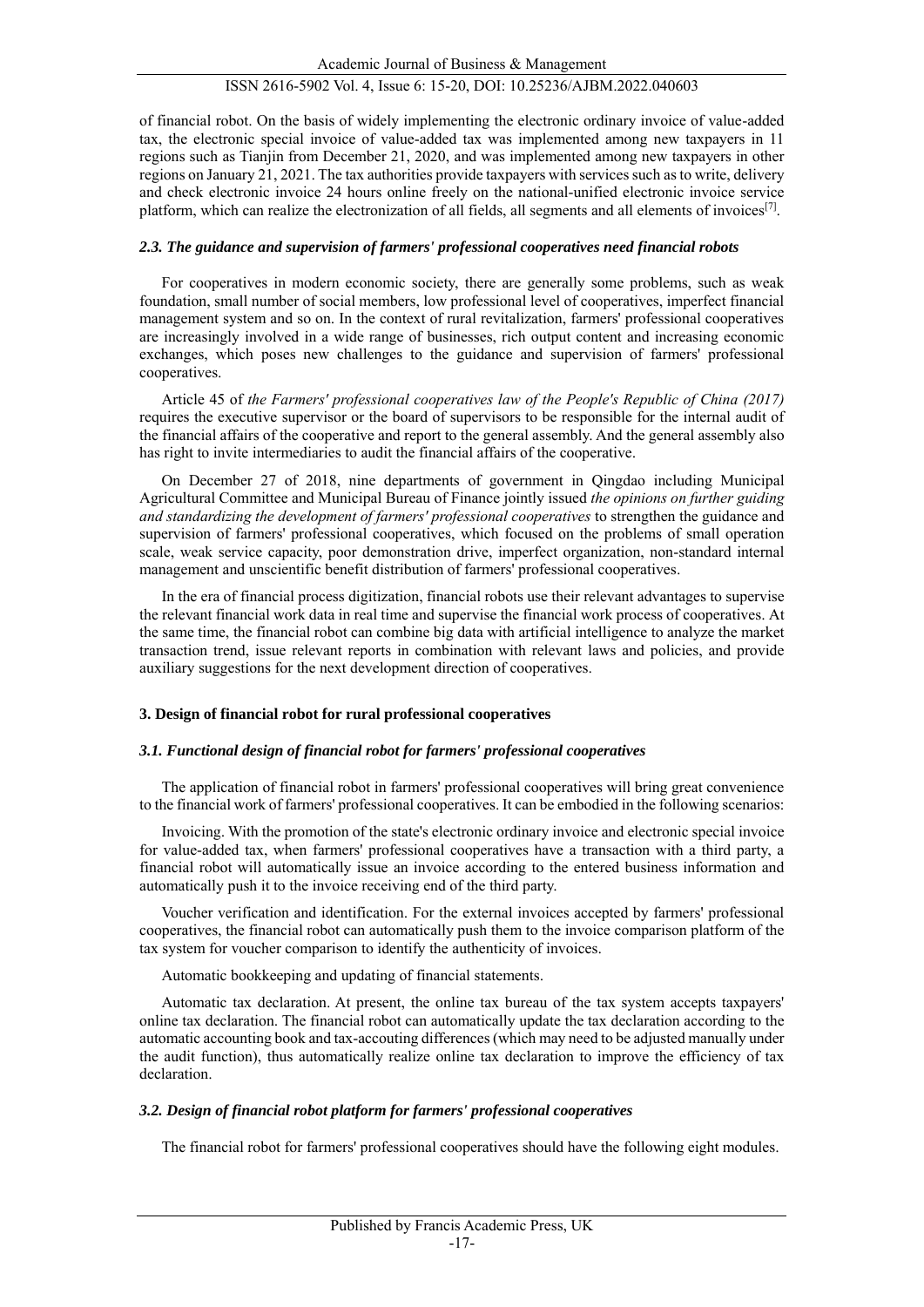of financial robot. On the basis of widely implementing the electronic ordinary invoice of value-added tax, the electronic special invoice of value-added tax was implemented among new taxpayers in 11 regions such as Tianjin from December 21, 2020, and was implemented among new taxpayers in other regions on January 21, 2021. The tax authorities provide taxpayers with services such as to write, delivery and check electronic invoice 24 hours online freely on the national-unified electronic invoice service platform, which can realize the electronization of all fields, all segments and all elements of invoices[7].

### *2.3. The guidance and supervision of farmers' professional cooperatives need financial robots*

For cooperatives in modern economic society, there are generally some problems, such as weak foundation, small number of social members, low professional level of cooperatives, imperfect financial management system and so on. In the context of rural revitalization, farmers' professional cooperatives are increasingly involved in a wide range of businesses, rich output content and increasing economic exchanges, which poses new challenges to the guidance and supervision of farmers' professional cooperatives.

Article 45 of *the Farmers' professional cooperatives law of the People's Republic of China (2017)* requires the executive supervisor or the board of supervisors to be responsible for the internal audit of the financial affairs of the cooperative and report to the general assembly. And the general assembly also has right to invite intermediaries to audit the financial affairs of the cooperative.

On December 27 of 2018, nine departments of government in Qingdao including Municipal Agricultural Committee and Municipal Bureau of Finance jointly issued *the opinions on further guiding and standardizing the development of farmers' professional cooperatives* to strengthen the guidance and supervision of farmers' professional cooperatives, which focused on the problems of small operation scale, weak service capacity, poor demonstration drive, imperfect organization, non-standard internal management and unscientific benefit distribution of farmers' professional cooperatives.

In the era of financial process digitization, financial robots use their relevant advantages to supervise the relevant financial work data in real time and supervise the financial work process of cooperatives. At the same time, the financial robot can combine big data with artificial intelligence to analyze the market transaction trend, issue relevant reports in combination with relevant laws and policies, and provide auxiliary suggestions for the next development direction of cooperatives.

## 3. Design of financial robot for rural professional cooperatives

### *3.1. Functional design of financial robot for farmers' professional cooperatives*

The application of financial robot in farmers' professional cooperatives will bring great convenience to the financial work of farmers' professional cooperatives. It can be embodied in the following scenarios:

Invoicing. With the promotion of the state's electronic ordinary invoice and electronic special invoice for value-added tax, when farmers' professional cooperatives have a transaction with a third party, a financial robot will automatically issue an invoice according to the entered business information and automatically push it to the invoice receiving end of the third party.

Voucher verification and identification. For the external invoices accepted by farmers' professional cooperatives, the financial robot can automatically push them to the invoice comparison platform of the tax system for voucher comparison to identify the authenticity of invoices.

Automatic bookkeeping and updating of financial statements.

Automatic tax declaration. At present, the online tax bureau of the tax system accepts taxpayers' online tax declaration. The financial robot can automatically update the tax declaration according to the automatic accounting book and tax-accouting differences (which may need to be adjusted manually under the audit function), thus automatically realize online tax declaration to improve the efficiency of tax declaration.

### *3.2. Design of financial robot platform for farmers' professional cooperatives*

The financial robot for farmers' professional cooperatives should have the following eight modules.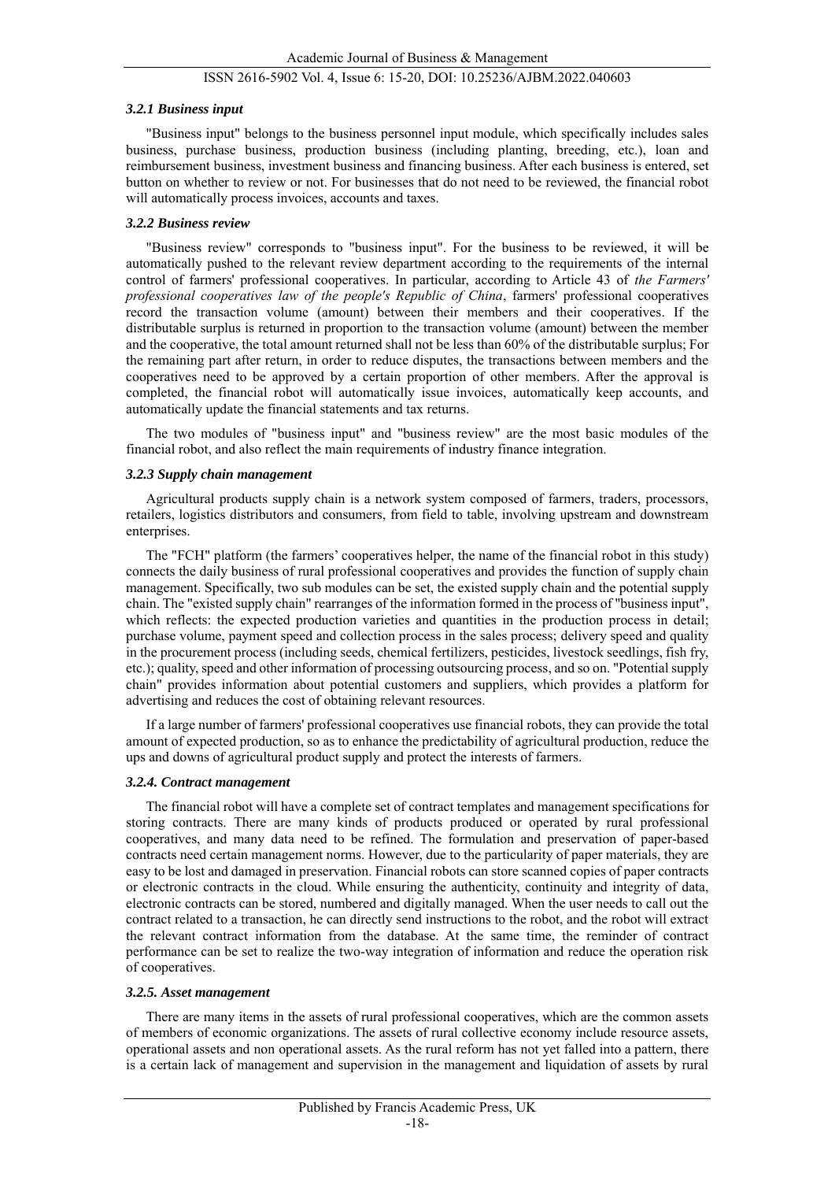#### *3.2.1 Business input*

"Business input" belongs to the business personnel input module, which specifically includes sales business, purchase business, production business (including planting, breeding, etc.), loan and reimbursement business, investment business and financing business. After each business is entered, set button on whether to review or not. For businesses that do not need to be reviewed, the financial robot will automatically process invoices, accounts and taxes.

#### *3.2.2 Business review*

"Business review" corresponds to "business input". For the business to be reviewed, it will be automatically pushed to the relevant review department according to the requirements of the internal control of farmers' professional cooperatives. In particular, according to Article 43 of *the Farmers' professional cooperatives law of the people's Republic of China*, farmers' professional cooperatives record the transaction volume (amount) between their members and their cooperatives. If the distributable surplus is returned in proportion to the transaction volume (amount) between the member and the cooperative, the total amount returned shall not be less than 60% of the distributable surplus; For the remaining part after return, in order to reduce disputes, the transactions between members and the cooperatives need to be approved by a certain proportion of other members. After the approval is completed, the financial robot will automatically issue invoices, automatically keep accounts, and automatically update the financial statements and tax returns.

The two modules of "business input" and "business review" are the most basic modules of the financial robot, and also reflect the main requirements of industry finance integration.

#### *3.2.3 Supply chain management*

Agricultural products supply chain is a network system composed of farmers, traders, processors, retailers, logistics distributors and consumers, from field to table, involving upstream and downstream enterprises.

The "FCH" platform (the farmers' cooperatives helper, the name of the financial robot in this study) connects the daily business of rural professional cooperatives and provides the function of supply chain management. Specifically, two sub modules can be set, the existed supply chain and the potential supply chain. The "existed supply chain" rearranges of the information formed in the process of "business input", which reflects: the expected production varieties and quantities in the production process in detail; purchase volume, payment speed and collection process in the sales process; delivery speed and quality in the procurement process (including seeds, chemical fertilizers, pesticides, livestock seedlings, fish fry, etc.); quality, speed and other information of processing outsourcing process, and so on. "Potential supply chain" provides information about potential customers and suppliers, which provides a platform for advertising and reduces the cost of obtaining relevant resources.

If a large number of farmers' professional cooperatives use financial robots, they can provide the total amount of expected production, so as to enhance the predictability of agricultural production, reduce the ups and downs of agricultural product supply and protect the interests of farmers.

#### *3.2.4. Contract management*

The financial robot will have a complete set of contract templates and management specifications for storing contracts. There are many kinds of products produced or operated by rural professional cooperatives, and many data need to be refined. The formulation and preservation of paper-based contracts need certain management norms. However, due to the particularity of paper materials, they are easy to be lost and damaged in preservation. Financial robots can store scanned copies of paper contracts or electronic contracts in the cloud. While ensuring the authenticity, continuity and integrity of data, electronic contracts can be stored, numbered and digitally managed. When the user needs to call out the contract related to a transaction, he can directly send instructions to the robot, and the robot will extract the relevant contract information from the database. At the same time, the reminder of contract performance can be set to realize the two-way integration of information and reduce the operation risk of cooperatives.

#### *3.2.5. Asset management*

There are many items in the assets of rural professional cooperatives, which are the common assets of members of economic organizations. The assets of rural collective economy include resource assets, operational assets and non operational assets. As the rural reform has not yet falled into a pattern, there is a certain lack of management and supervision in the management and liquidation of assets by rural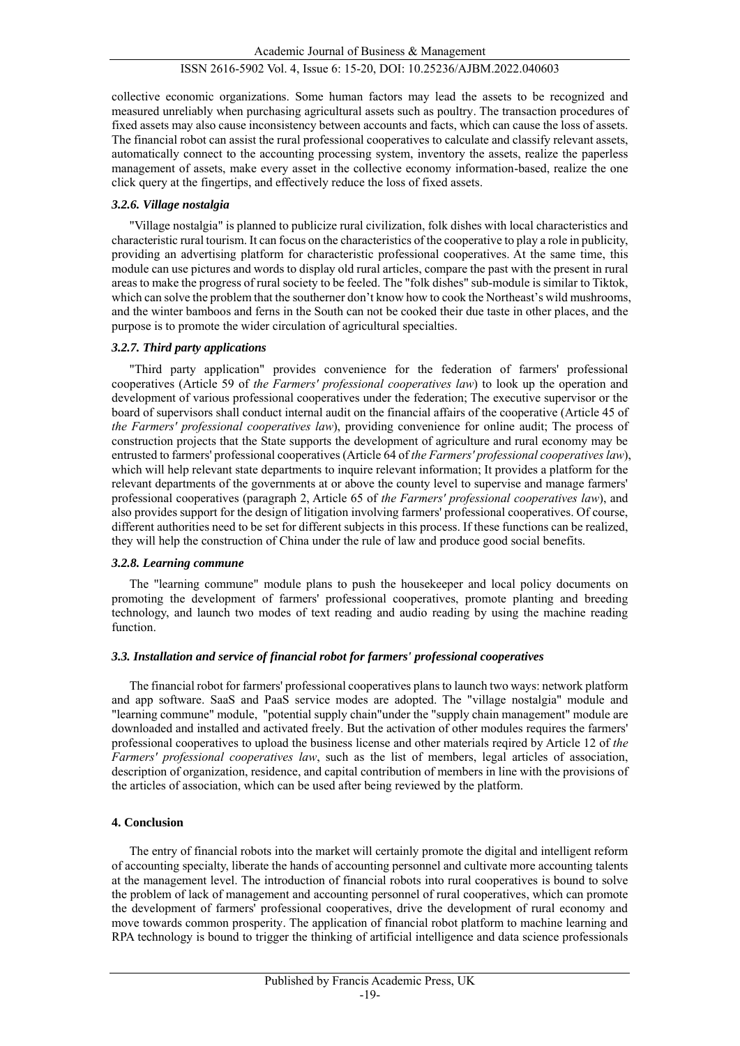collective economic organizations. Some human factors may lead the assets to be recognized and measured unreliably when purchasing agricultural assets such as poultry. The transaction procedures of fixed assets may also cause inconsistency between accounts and facts, which can cause the loss of assets. The financial robot can assist the rural professional cooperatives to calculate and classify relevant assets, automatically connect to the accounting processing system, inventory the assets, realize the paperless management of assets, make every asset in the collective economy information-based, realize the one click query at the fingertips, and effectively reduce the loss of fixed assets.

#### *3.2.6. Village nostalgia*

"Village nostalgia" is planned to publicize rural civilization, folk dishes with local characteristics and characteristic rural tourism. It can focus on the characteristics of the cooperative to play a role in publicity, providing an advertising platform for characteristic professional cooperatives. At the same time, this module can use pictures and words to display old rural articles, compare the past with the present in rural areas to make the progress of rural society to be feeled. The "folk dishes" sub-module is similar to Tiktok, which can solve the problem that the southerner don't know how to cook the Northeast's wild mushrooms, and the winter bamboos and ferns in the South can not be cooked their due taste in other places, and the purpose is to promote the wider circulation of agricultural specialties.

#### *3.2.7. Third party applications*

"Third party application" provides convenience for the federation of farmers' professional cooperatives (Article 59 of *the Farmers' professional cooperatives law*) to look up the operation and development of various professional cooperatives under the federation; The executive supervisor or the board of supervisors shall conduct internal audit on the financial affairs of the cooperative (Article 45 of *the Farmers' professional cooperatives law*), providing convenience for online audit; The process of construction projects that the State supports the development of agriculture and rural economy may be entrusted to farmers' professional cooperatives (Article 64 of *the Farmers' professional cooperatives law*), which will help relevant state departments to inquire relevant information; It provides a platform for the relevant departments of the governments at or above the county level to supervise and manage farmers' professional cooperatives (paragraph 2, Article 65 of *the Farmers' professional cooperatives law*), and also provides support for the design of litigation involving farmers' professional cooperatives. Of course, different authorities need to be set for different subjects in this process. If these functions can be realized, they will help the construction of China under the rule of law and produce good social benefits.

#### *3.2.8. Learning commune*

The "learning commune" module plans to push the housekeeper and local policy documents on promoting the development of farmers' professional cooperatives, promote planting and breeding technology, and launch two modes of text reading and audio reading by using the machine reading function.

### *3.3. Installation and service of financial robot for farmers' professional cooperatives*

The financial robot for farmers' professional cooperatives plans to launch two ways: network platform and app software. SaaS and PaaS service modes are adopted. The "village nostalgia" module and "learning commune" module, "potential supply chain"under the "supply chain management" module are downloaded and installed and activated freely. But the activation of other modules requires the farmers' professional cooperatives to upload the business license and other materials reqired by Article 12 of *the Farmers' professional cooperatives law*, such as the list of members, legal articles of association, description of organization, residence, and capital contribution of members in line with the provisions of the articles of association, which can be used after being reviewed by the platform.

## **4. Conclusion**

The entry of financial robots into the market will certainly promote the digital and intelligent reform of accounting specialty, liberate the hands of accounting personnel and cultivate more accounting talents at the management level. The introduction of financial robots into rural cooperatives is bound to solve the problem of lack of management and accounting personnel of rural cooperatives, which can promote the development of farmers' professional cooperatives, drive the development of rural economy and move towards common prosperity. The application of financial robot platform to machine learning and RPA technology is bound to trigger the thinking of artificial intelligence and data science professionals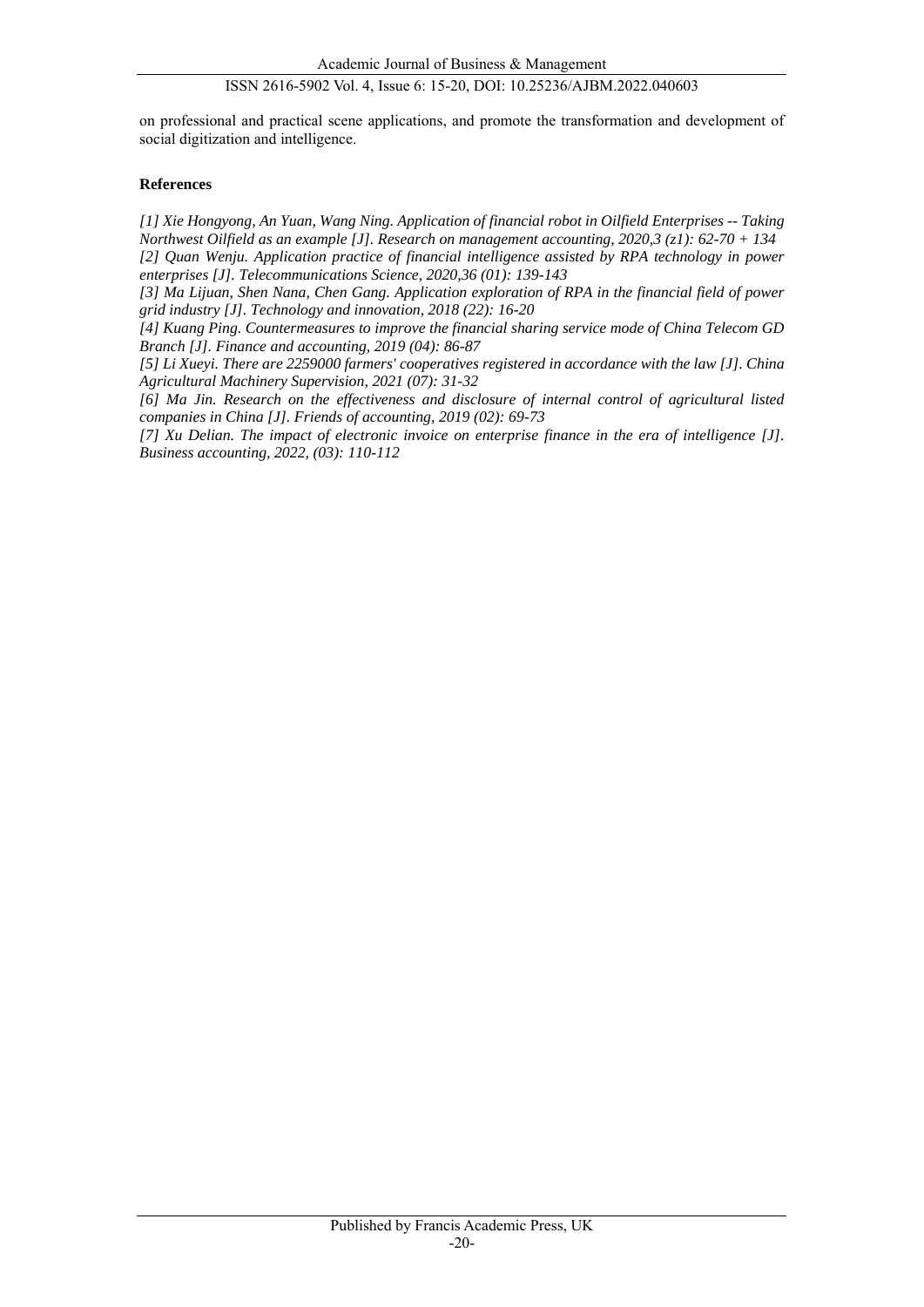on professional and practical scene applications, and promote the transformation and development of social digitization and intelligence.

**References**

*[1] Xie Hongyong, An Yuan, Wang Ning. Application of financial robot in Oilfield Enterprises -- Taking Northwest Oilfield as an example [J]. Research on management accounting, 2020,3 (z1): 62-70 + 134*

*[2] Quan Wenju. Application practice of financial intelligence assisted by RPA technology in power enterprises [J]. Telecommunications Science, 2020,36 (01): 139-143*

*[3] Ma Lijuan, Shen Nana, Chen Gang. Application exploration of RPA in the financial field of power grid industry [J]. Technology and innovation, 2018 (22): 16-20*

*[4] Kuang Ping. Countermeasures to improve the financial sharing service mode of China Telecom GD Branch [J]. Finance and accounting, 2019 (04): 86-87*

*[5] Li Xueyi. There are 2259000 farmers' cooperatives registered in accordance with the law [J]. China Agricultural Machinery Supervision, 2021 (07): 31-32*

*[6] Ma Jin. Research on the effectiveness and disclosure of internal control of agricultural listed companies in China [J]. Friends of accounting, 2019 (02): 69-73*

*[7] Xu Delian. The impact of electronic invoice on enterprise finance in the era of intelligence [J]. Business accounting, 2022, (03): 110-112*